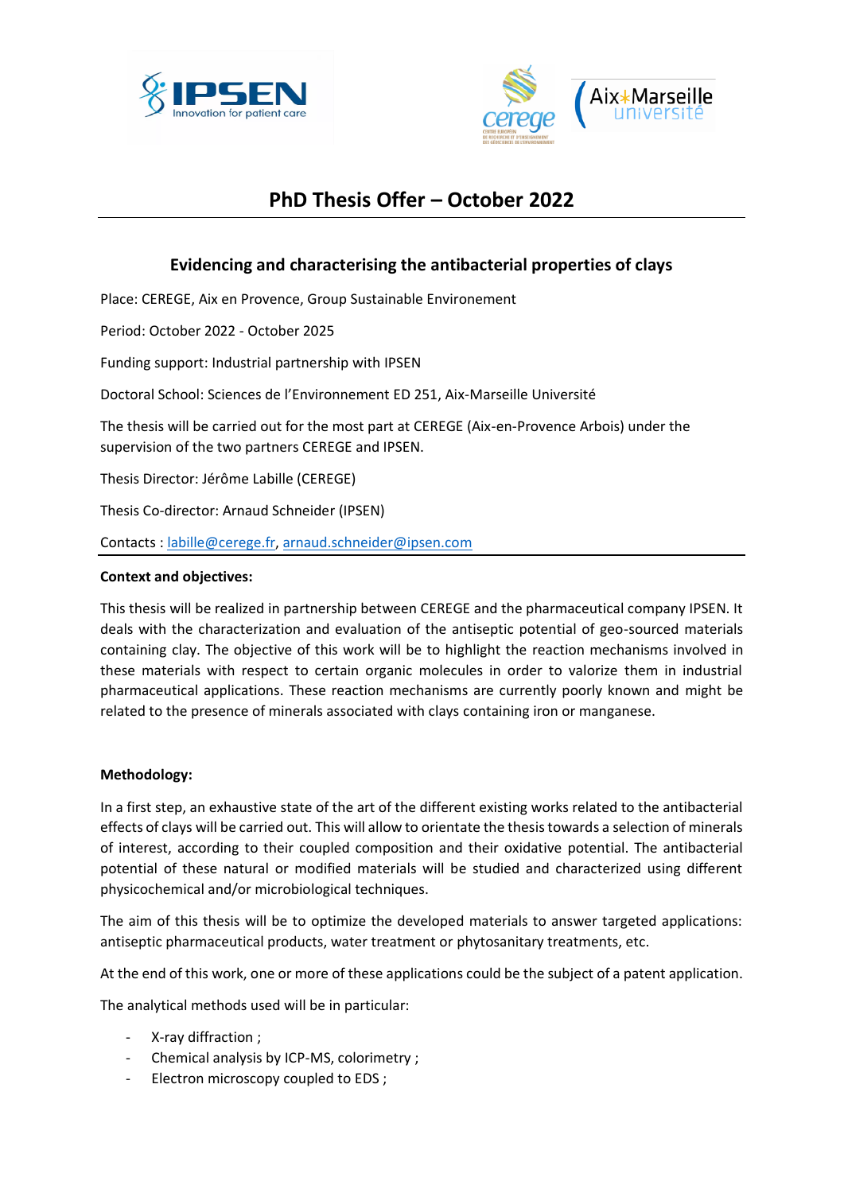# PhD Thesis Offer – October 2022

## Evidencing and characterising the antibacterial properties of clays

Place: CEREGE, Aix en Provence, Group Sustainable Environement

Period: October 2022 - October 2025

Funding support: Industrial partnership with IPSEN

Doctoral School: Sciences de l'Environnement ED 251, Aix-Marseille Université

The thesis will be carried out for the most part at CEREGE (Aix-en-Provence Arbois) under the supervision of the two partners CEREGE and IPSEN.

Thesis Director: Jérôme Labille (CEREGE)

Thesis Co-director: Arnaud Schneider (IPSEN)

Contacts : labille@cerege.fr, arnaud.schneider@ipsen.com

---

**Context and objectives:**

This thesis will be realized in partnership between CEREGE and the pharmaceutical company IPSEN. It deals with the characterization and evaluation of the antiseptic potential of geo-sourced materials containing clay. The objective of this work will be to highlight the reaction mechanisms involved in these materials with respect to certain organic molecules in order to valorize them in industrial pharmaceutical applications. These reaction mechanisms are currently poorly known and might be related to the presence of minerals associated with clays containing iron or manganese.

**Methodology:**

In a first step, an exhaustive state of the art of the different existing works related to the antibacterial effects of clays will be carried out. This will allow to orientate the thesis towards a selection of minerals of interest, according to their coupled composition and their oxidative potential. The antibacterial potential of these natural or modified materials will be studied and characterized using different physicochemical and/or microbiological techniques.

The aim of this thesis will be to optimize the developed materials to answer targeted applications: antiseptic pharmaceutical products, water treatment or phytosanitary treatments, etc.

At the end of this work, one or more of these applications could be the subject of a patent application.

The analytical methods used will be in particular:

- X-ray diffraction ;
- Chemical analysis by ICP-MS, colorimetry ;
- Electron microscopy coupled to EDS ;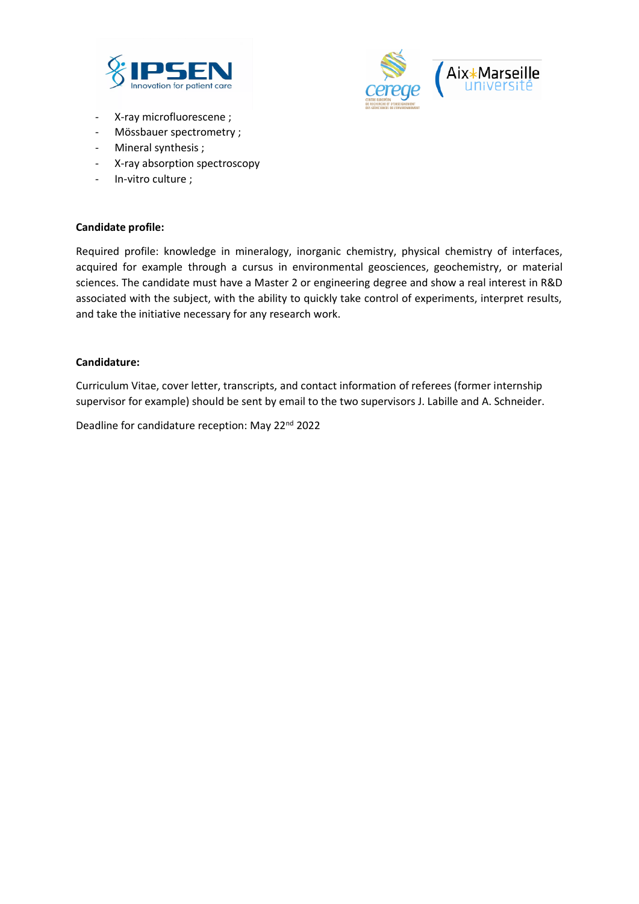- X-ray microfluorescene ;
- Mössbauer spectrometry ;
- Mineral synthesis ;
- X-ray absorption spectroscopy
- In-vitro culture ;

**Candidate profile:**

Required profile: knowledge in mineralogy, inorganic chemistry, physical chemistry of interfaces, acquired for example through a cursus in environmental geosciences, geochemistry, or material sciences. The candidate must have a Master 2 or engineering degree and show a real interest in R&D associated with the subject, with the ability to quickly take control of experiments, interpret results, and take the initiative necessary for any research work.

**Candidature:**

Curriculum Vitae, cover letter, transcripts, and contact information of referees (former internship supervisor for example) should be sent by email to the two supervisors J. Labille and A. Schneider.

Deadline for candidature reception: May 22nd 2022